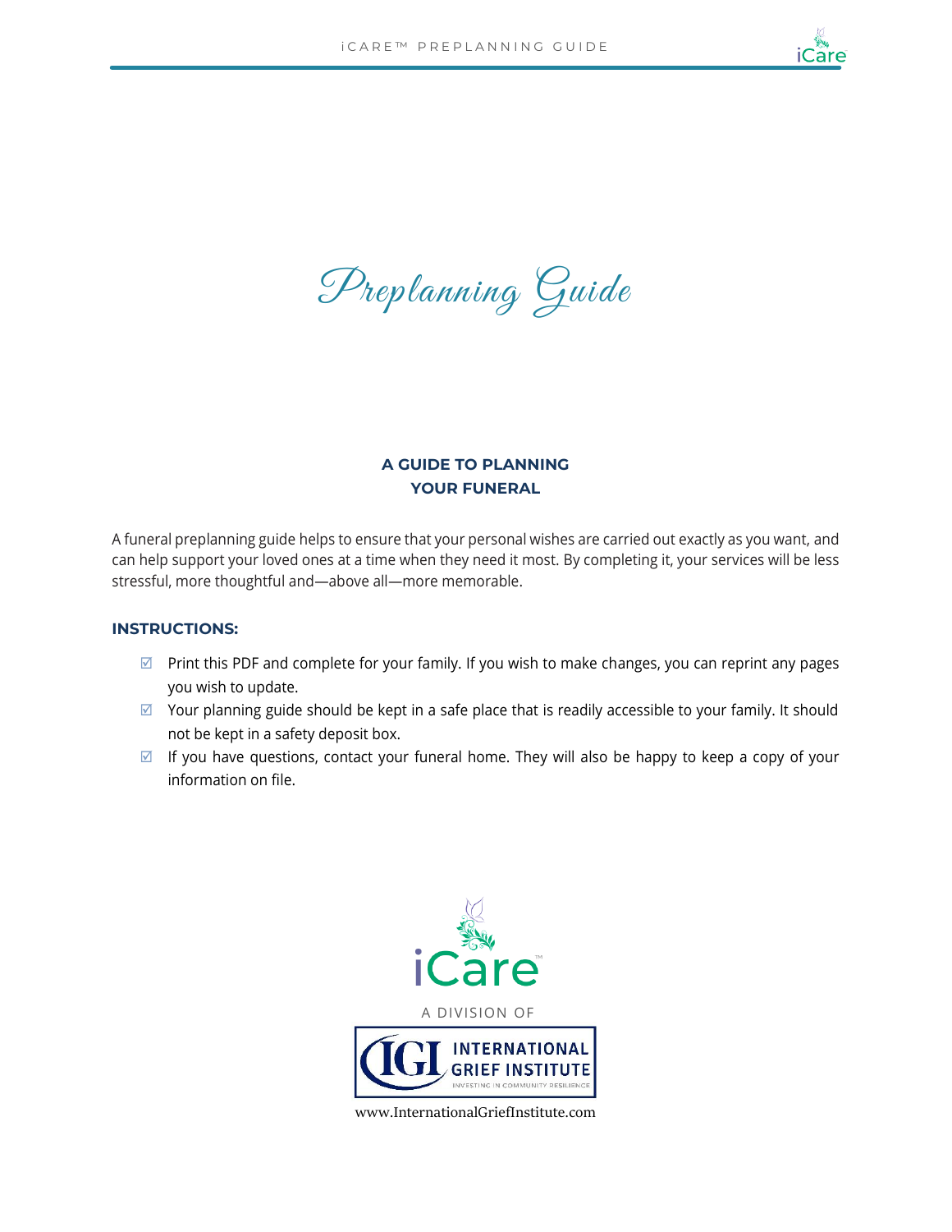# Preplanning Guide

## A GUIDE TO PLANNING YOUR FUNERAL

A funeral preplanning guide helps to ensure that your personal wishes are carried out exactly as you want, and can help support your loved ones at a time when they need it most. By completing it, your services will be less stressful, more thoughtful and—above all—more memorable.

### INSTRUCTIONS:

- ☑ Print this PDF and complete for your family. If you wish to make changes, you can reprint any pages you wish to update.
- ☑ Your planning guide should be kept in a safe place that is readily accessible to your family. It should not be kept in a safety deposit box.
- ☑ If you have questions, contact your funeral home. They will also be happy to keep a copy of your information on file.

iCare™

A DIVISION OF

INTERNATIONAL GRIEF INSTITUTE

INVESTING IN COMMUNITY RESILIENCE

www.InternationalGriefInstitute.com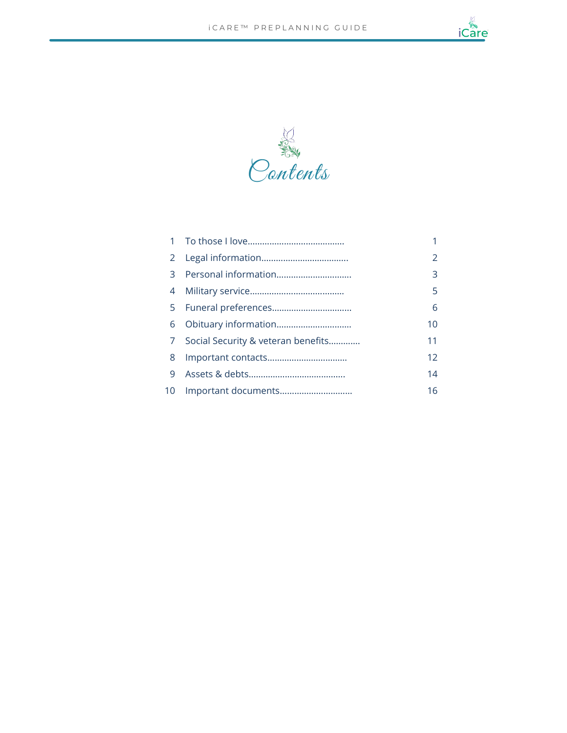# Contents

| | | |
|---|---|---|
| 1 | To those I love....................................... | 1 |
| 2 | Legal information.................................... | 2 |
| 3 | Personal information............................... | 3 |
| 4 | Military service...................................... | 5 |
| 5 | Funeral preferences................................ | 6 |
| 6 | Obituary information............................... | 10 |
| 7 | Social Security & veteran benefits............ | 11 |
| 8 | Important contacts................................. | 12 |
| 9 | Assets & debts....................................... | 14 |
| 10 | Important documents............................. | 16 |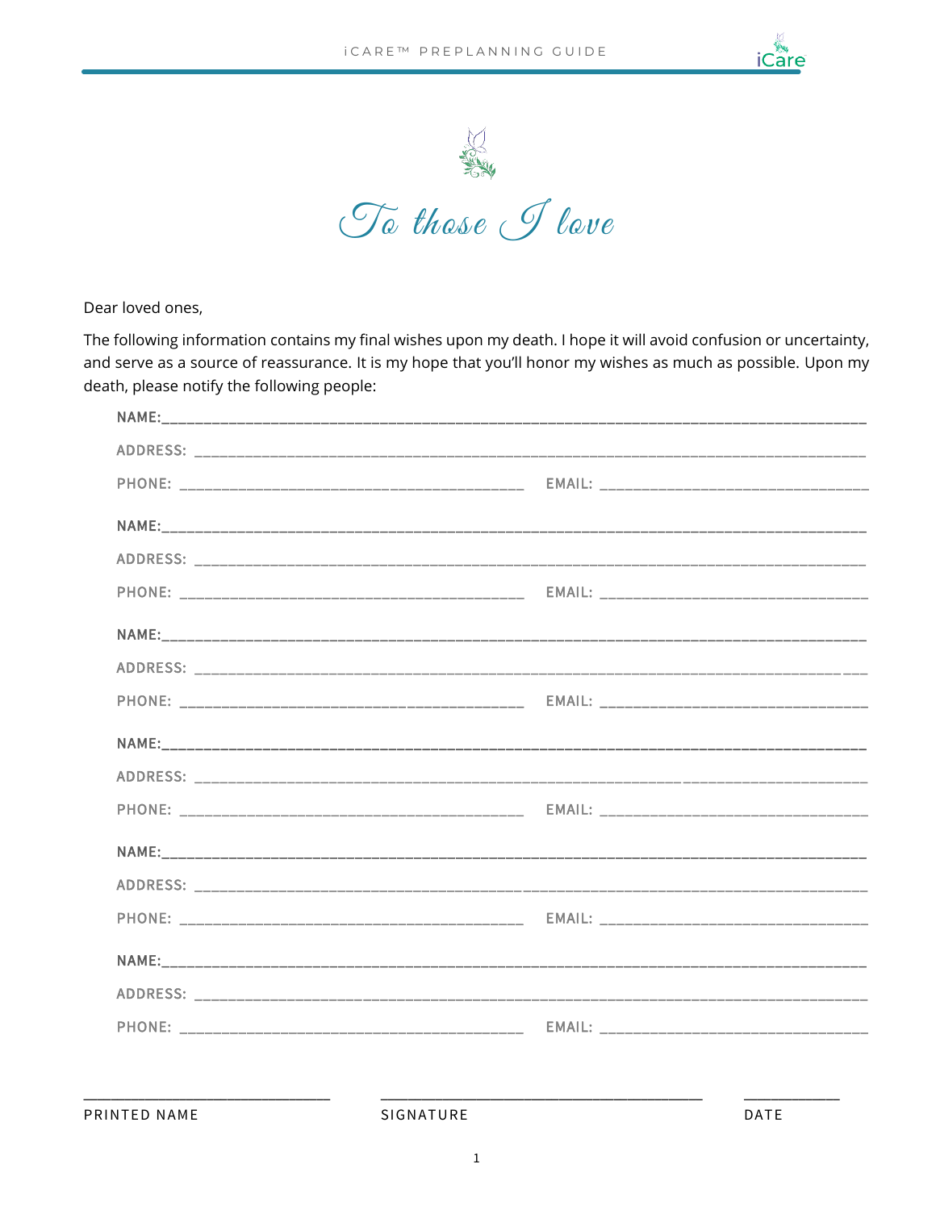# *To those I love*

Dear loved ones,

The following information contains my final wishes upon my death. I hope it will avoid confusion or uncertainty, and serve as a source of reassurance. It is my hope that you'll honor my wishes as much as possible. Upon my death, please notify the following people:

NAME:_______________________________________________

ADDRESS: ____________________________________________

PHONE: ______________________ EMAIL: __________________

NAME:_______________________________________________

ADDRESS: ____________________________________________

PHONE: ______________________ EMAIL: __________________

NAME:_______________________________________________

ADDRESS: ____________________________________________

PHONE: ______________________ EMAIL: __________________

NAME:_______________________________________________

ADDRESS: ____________________________________________

PHONE: ______________________ EMAIL: __________________

NAME:_______________________________________________

ADDRESS: ____________________________________________

PHONE: ______________________ EMAIL: __________________

NAME:_______________________________________________

ADDRESS: ____________________________________________

PHONE: ______________________ EMAIL: __________________

_____________________ PRINTED NAME

_____________________ SIGNATURE

__________ DATE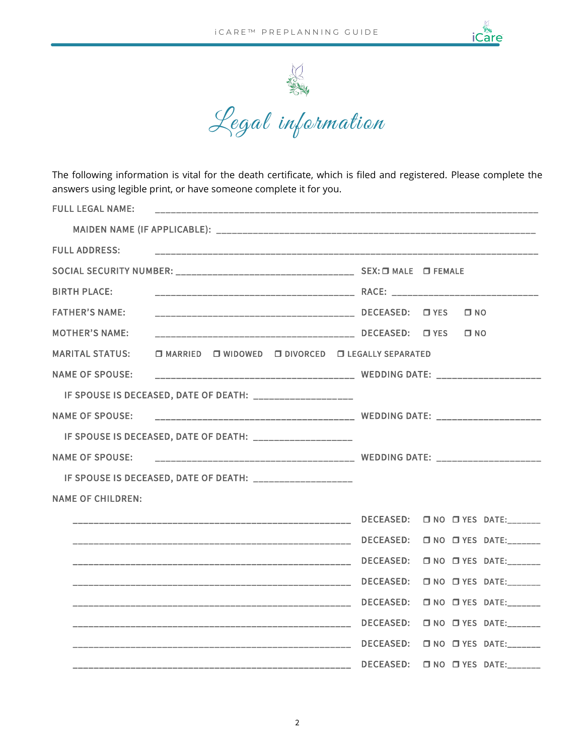# Legal information

The following information is vital for the death certificate, which is filed and registered. Please complete the answers using legible print, or have someone complete it for you.

FULL LEGAL NAME: ___________________________________________________________________________

MAIDEN NAME (IF APPLICABLE): _________________________________________________________________

FULL ADDRESS: ___________________________________________________________________________

SOCIAL SECURITY NUMBER: ___________________________________ SEX: ☐ MALE ☐ FEMALE

BIRTH PLACE: ________________________________________ RACE: ______________________________

FATHER'S NAME: ________________________________________ DECEASED: ☐ YES ☐ NO

MOTHER'S NAME: ________________________________________ DECEASED: ☐ YES ☐ NO

MARITAL STATUS: ☐ MARRIED ☐ WIDOWED ☐ DIVORCED ☐ LEGALLY SEPARATED

NAME OF SPOUSE: ________________________________________ WEDDING DATE: ____________________

IF SPOUSE IS DECEASED, DATE OF DEATH: ____________________

NAME OF SPOUSE: ________________________________________ WEDDING DATE: ____________________

IF SPOUSE IS DECEASED, DATE OF DEATH: ____________________

NAME OF SPOUSE: ________________________________________ WEDDING DATE: ____________________

IF SPOUSE IS DECEASED, DATE OF DEATH: ____________________

NAME OF CHILDREN:

________________________________________________________ DECEASED: ☐ NO ☐ YES DATE:_______

________________________________________________________ DECEASED: ☐ NO ☐ YES DATE:_______

________________________________________________________ DECEASED: ☐ NO ☐ YES DATE:_______

________________________________________________________ DECEASED: ☐ NO ☐ YES DATE:_______

________________________________________________________ DECEASED: ☐ NO ☐ YES DATE:_______

________________________________________________________ DECEASED: ☐ NO ☐ YES DATE:_______

________________________________________________________ DECEASED: ☐ NO ☐ YES DATE:_______

________________________________________________________ DECEASED: ☐ NO ☐ YES DATE:_______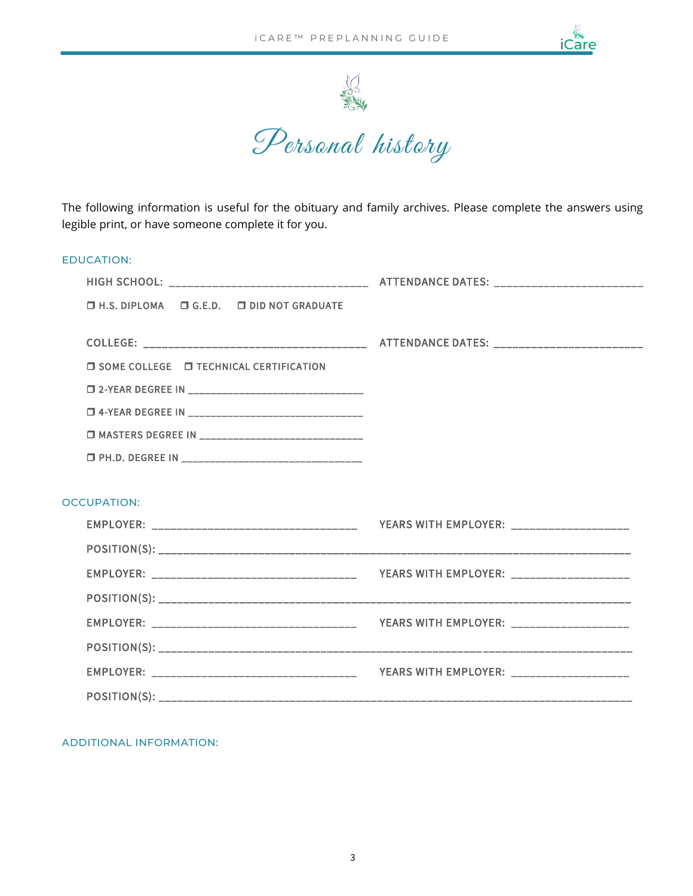# Personal history

The following information is useful for the obituary and family archives. Please complete the answers using legible print, or have someone complete it for you.

## EDUCATION:

HIGH SCHOOL: ________________________________ ATTENDANCE DATES: ________________________

❒ H.S. DIPLOMA ❒ G.E.D. ❒ DID NOT GRADUATE

COLLEGE: ____________________________________ ATTENDANCE DATES: ________________________

❒ SOME COLLEGE ❒ TECHNICAL CERTIFICATION

❒ 2-YEAR DEGREE IN ______________________________

❒ 4-YEAR DEGREE IN ______________________________

❒ MASTERS DEGREE IN ____________________________

❒ PH.D. DEGREE IN _______________________________

## OCCUPATION:

EMPLOYER: _________________________________ YEARS WITH EMPLOYER: ___________________

POSITION(S): ____________________________________________________________________________

EMPLOYER: _________________________________ YEARS WITH EMPLOYER: ___________________

POSITION(S): ____________________________________________________________________________

EMPLOYER: _________________________________ YEARS WITH EMPLOYER: ___________________

POSITION(S): ____________________________________________________________________________

EMPLOYER: _________________________________ YEARS WITH EMPLOYER: ___________________

POSITION(S): ____________________________________________________________________________

## ADDITIONAL INFORMATION: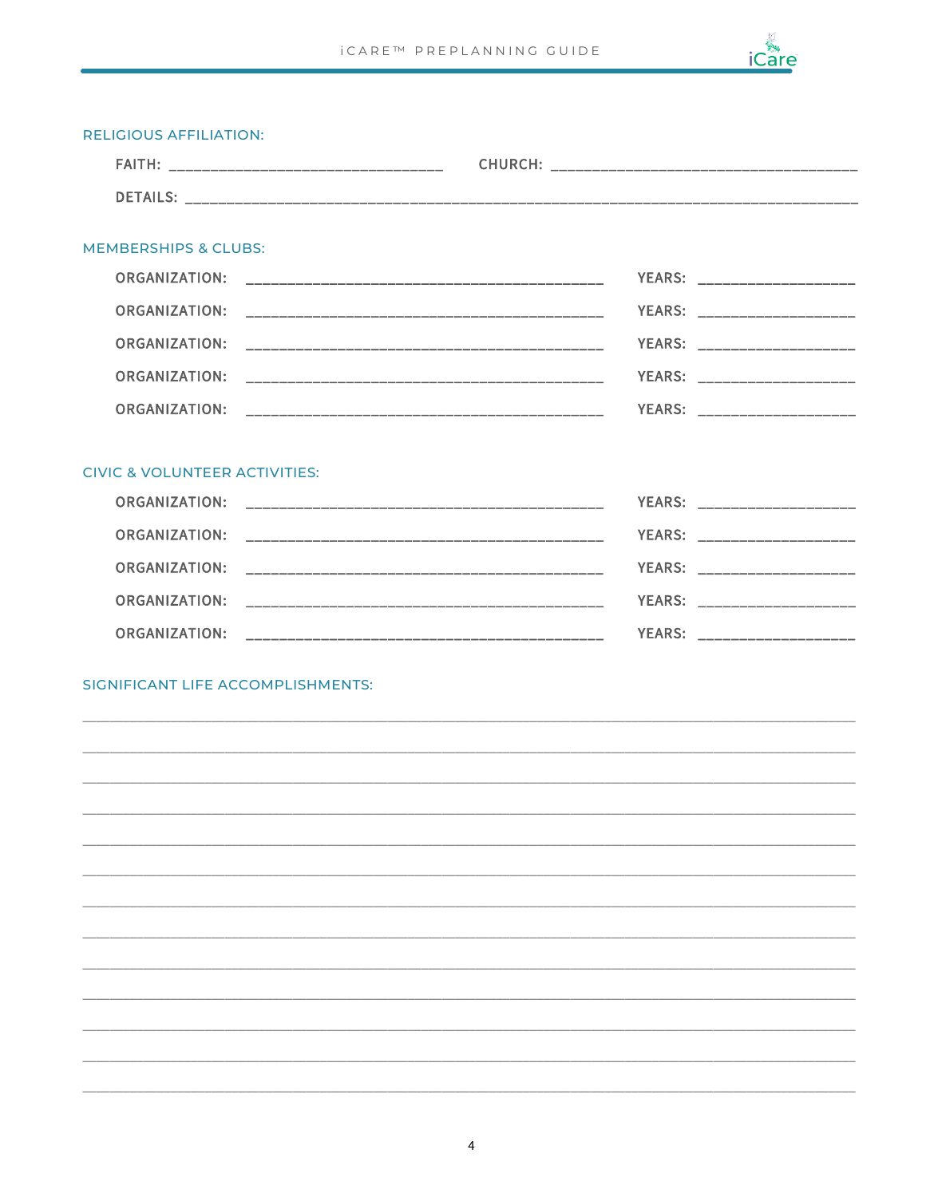## RELIGIOUS AFFILIATION:

FAITH: ______________________________ CHURCH: ______________________________

DETAILS: ______________________________________________________________________

## MEMBERSHIPS & CLUBS:

ORGANIZATION: ________________________________________ YEARS: ________________

ORGANIZATION: ________________________________________ YEARS: ________________

ORGANIZATION: ________________________________________ YEARS: ________________

ORGANIZATION: ________________________________________ YEARS: ________________

ORGANIZATION: ________________________________________ YEARS: ________________

## CIVIC & VOLUNTEER ACTIVITIES:

ORGANIZATION: ________________________________________ YEARS: ________________

ORGANIZATION: ________________________________________ YEARS: ________________

ORGANIZATION: ________________________________________ YEARS: ________________

ORGANIZATION: ________________________________________ YEARS: ________________

ORGANIZATION: ________________________________________ YEARS: ________________

## SIGNIFICANT LIFE ACCOMPLISHMENTS:

______________________________________________________________________________

______________________________________________________________________________

______________________________________________________________________________

______________________________________________________________________________

______________________________________________________________________________

______________________________________________________________________________

______________________________________________________________________________

______________________________________________________________________________

______________________________________________________________________________

______________________________________________________________________________

______________________________________________________________________________

______________________________________________________________________________

______________________________________________________________________________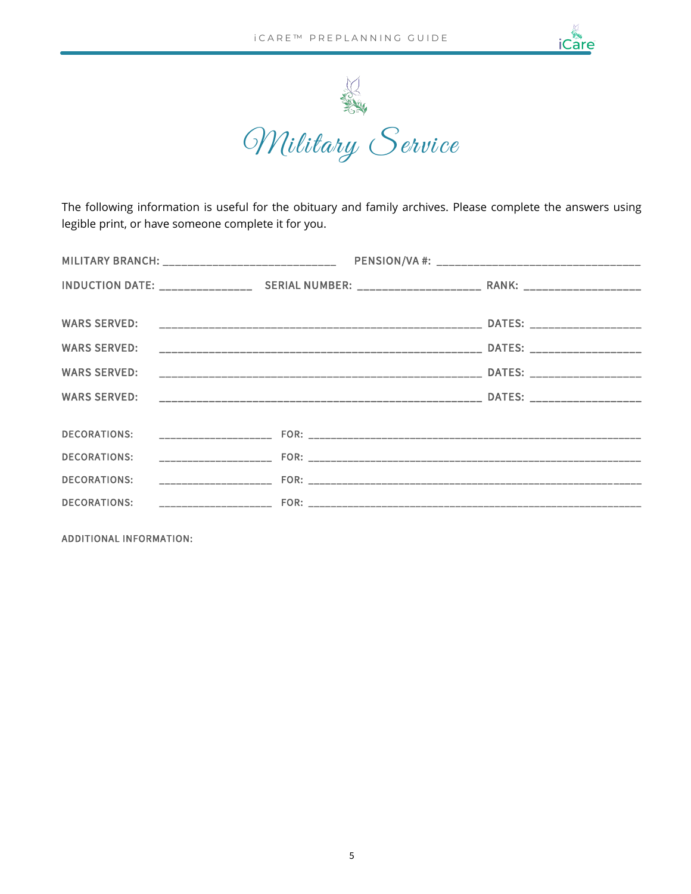# Military Service

The following information is useful for the obituary and family archives. Please complete the answers using legible print, or have someone complete it for you.

MILITARY BRANCH: ______________________________ PENSION/VA #: ____________________________________

INDUCTION DATE: ________________ SERIAL NUMBER: _____________________ RANK: ____________________

WARS SERVED: ________________________________________________________ DATES: ___________________

WARS SERVED: ________________________________________________________ DATES: ___________________

WARS SERVED: ________________________________________________________ DATES: ___________________

WARS SERVED: ________________________________________________________ DATES: ___________________

DECORATIONS: ___________________ FOR: ______________________________________________________________

DECORATIONS: ___________________ FOR: ______________________________________________________________

DECORATIONS: ___________________ FOR: ______________________________________________________________

DECORATIONS: ___________________ FOR: ______________________________________________________________

ADDITIONAL INFORMATION: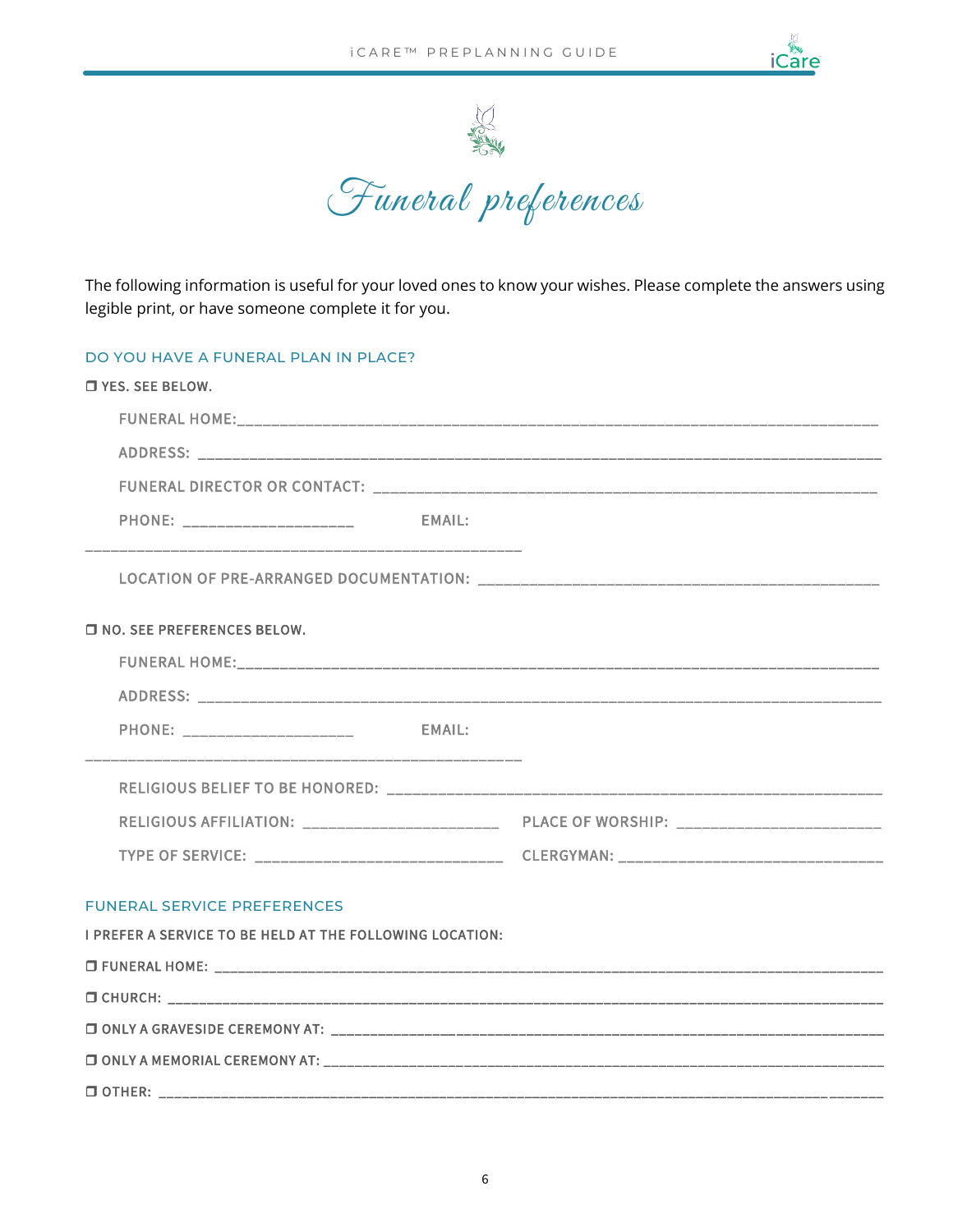# Funeral preferences

The following information is useful for your loved ones to know your wishes. Please complete the answers using legible print, or have someone complete it for you.

## DO YOU HAVE A FUNERAL PLAN IN PLACE?

❒ **YES. SEE BELOW.**

FUNERAL HOME:_______________________________________________________________________________

ADDRESS: _________________________________________________________________________________

FUNERAL DIRECTOR OR CONTACT: ____________________________________________________________

PHONE: ____________________ EMAIL: ________________________________________________________

LOCATION OF PRE-ARRANGED DOCUMENTATION: _____________________________________________

❒ **NO. SEE PREFERENCES BELOW.**

FUNERAL HOME:_______________________________________________________________________________

ADDRESS: _________________________________________________________________________________

PHONE: ____________________ EMAIL: ________________________________________________________

RELIGIOUS BELIEF TO BE HONORED: _______________________________________________________

RELIGIOUS AFFILIATION: ______________________ PLACE OF WORSHIP: ______________________

TYPE OF SERVICE: ____________________________ CLERGYMAN: ______________________________

## FUNERAL SERVICE PREFERENCES

**I PREFER A SERVICE TO BE HELD AT THE FOLLOWING LOCATION:**

❒ FUNERAL HOME: _____________________________________________________________________

❒ CHURCH: __________________________________________________________________________

❒ ONLY A GRAVESIDE CEREMONY AT: _____________________________________________________

❒ ONLY A MEMORIAL CEREMONY AT: ______________________________________________________

❒ OTHER: ___________________________________________________________________________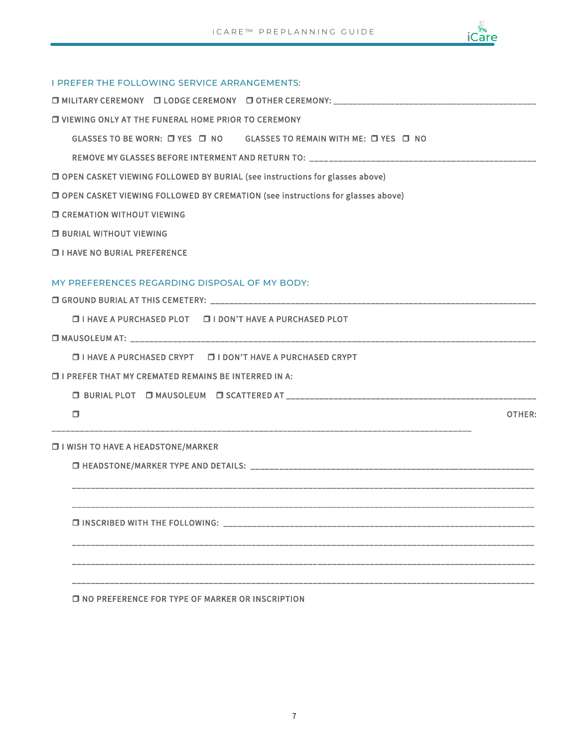## I PREFER THE FOLLOWING SERVICE ARRANGEMENTS:

❒ MILITARY CEREMONY ❒ LODGE CEREMONY ❒ OTHER CEREMONY: ____________________________________________

❒ VIEWING ONLY AT THE FUNERAL HOME PRIOR TO CEREMONY

GLASSES TO BE WORN: ❒ YES ❒ NO GLASSES TO REMAIN WITH ME: ❒ YES ❒ NO

REMOVE MY GLASSES BEFORE INTERMENT AND RETURN TO: ________________________________________________

❒ OPEN CASKET VIEWING FOLLOWED BY BURIAL (see instructions for glasses above)

❒ OPEN CASKET VIEWING FOLLOWED BY CREMATION (see instructions for glasses above)

❒ CREMATION WITHOUT VIEWING

❒ BURIAL WITHOUT VIEWING

❒ I HAVE NO BURIAL PREFERENCE

## MY PREFERENCES REGARDING DISPOSAL OF MY BODY:

❒ GROUND BURIAL AT THIS CEMETERY: __________________________________________________________________________

❒ I HAVE A PURCHASED PLOT ❒ I DON'T HAVE A PURCHASED PLOT

❒ MAUSOLEUM AT: __________________________________________________________________________________________

❒ I HAVE A PURCHASED CRYPT ❒ I DON'T HAVE A PURCHASED CRYPT

❒ I PREFER THAT MY CREMATED REMAINS BE INTERRED IN A:

❒ BURIAL PLOT ❒ MAUSOLEUM ❒ SCATTERED AT ______________________________________________________

❒ OTHER: ___________________________________________________________________________________________

❒ I WISH TO HAVE A HEADSTONE/MARKER

❒ HEADSTONE/MARKER TYPE AND DETAILS: ______________________________________________________________

_________________________________________________________________________________________________________

_________________________________________________________________________________________________________

❒ INSCRIBED WITH THE FOLLOWING: ___________________________________________________________________

_________________________________________________________________________________________________________

_________________________________________________________________________________________________________

_________________________________________________________________________________________________________

❒ NO PREFERENCE FOR TYPE OF MARKER OR INSCRIPTION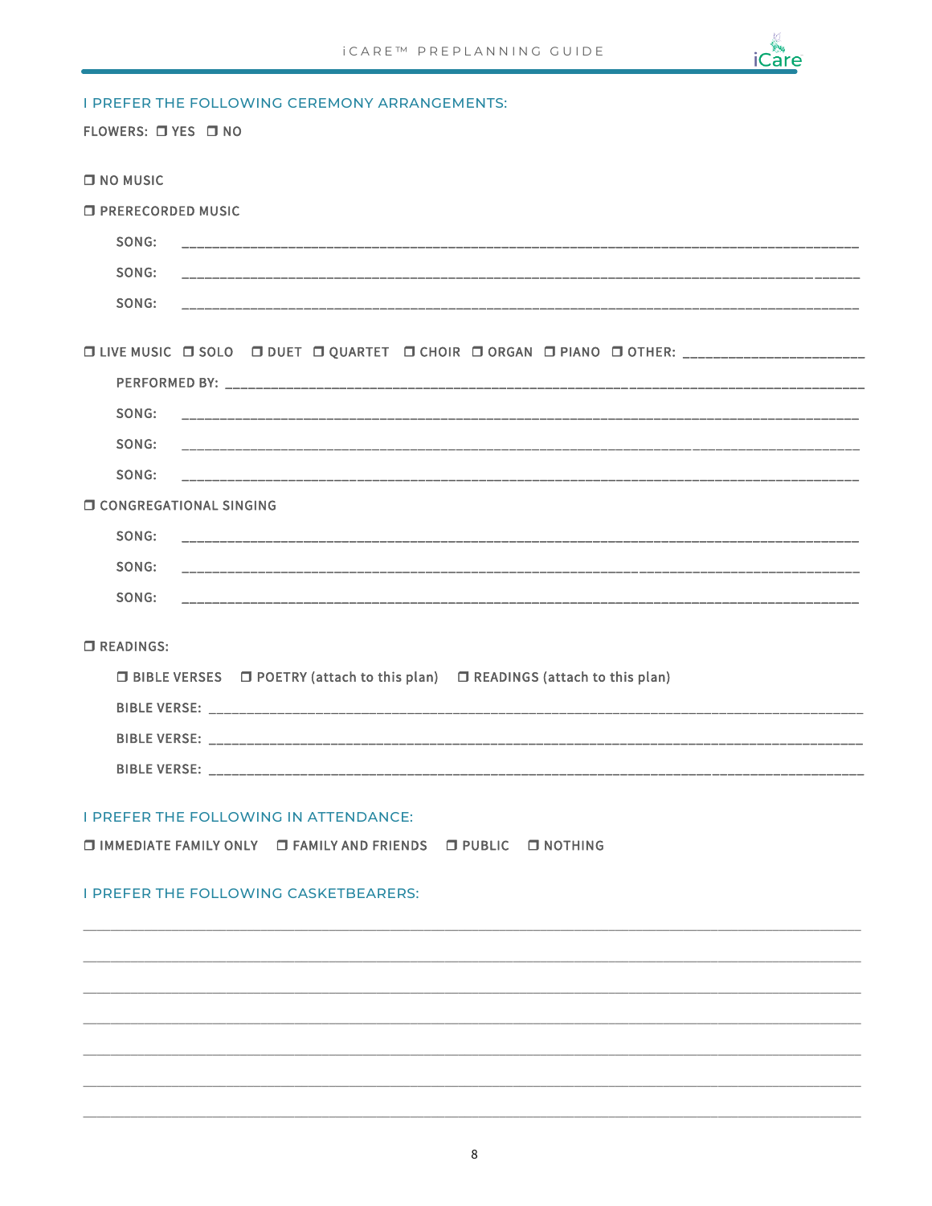## I PREFER THE FOLLOWING CEREMONY ARRANGEMENTS:

FLOWERS: ❐ YES ❐ NO

❐ NO MUSIC

❐ PRERECORDED MUSIC

SONG: ______________________________________________________________________________

SONG: ______________________________________________________________________________

SONG: ______________________________________________________________________________

❐ LIVE MUSIC ❐ SOLO ❐ DUET ❐ QUARTET ❐ CHOIR ❐ ORGAN ❐ PIANO ❐ OTHER: ______________________

PERFORMED BY: ______________________________________________________________________

SONG: ______________________________________________________________________________

SONG: ______________________________________________________________________________

SONG: ______________________________________________________________________________

❐ CONGREGATIONAL SINGING

SONG: ______________________________________________________________________________

SONG: ______________________________________________________________________________

SONG: ______________________________________________________________________________

❐ READINGS:

❐ BIBLE VERSES ❐ POETRY (attach to this plan) ❐ READINGS (attach to this plan)

BIBLE VERSE: ________________________________________________________________________

BIBLE VERSE: ________________________________________________________________________

BIBLE VERSE: ________________________________________________________________________

## I PREFER THE FOLLOWING IN ATTENDANCE:

❐ IMMEDIATE FAMILY ONLY ❐ FAMILY AND FRIENDS ❐ PUBLIC ❐ NOTHING

## I PREFER THE FOLLOWING CASKETBEARERS:

_____________________________________________________________________________________

_____________________________________________________________________________________

_____________________________________________________________________________________

_____________________________________________________________________________________

_____________________________________________________________________________________

_____________________________________________________________________________________

_____________________________________________________________________________________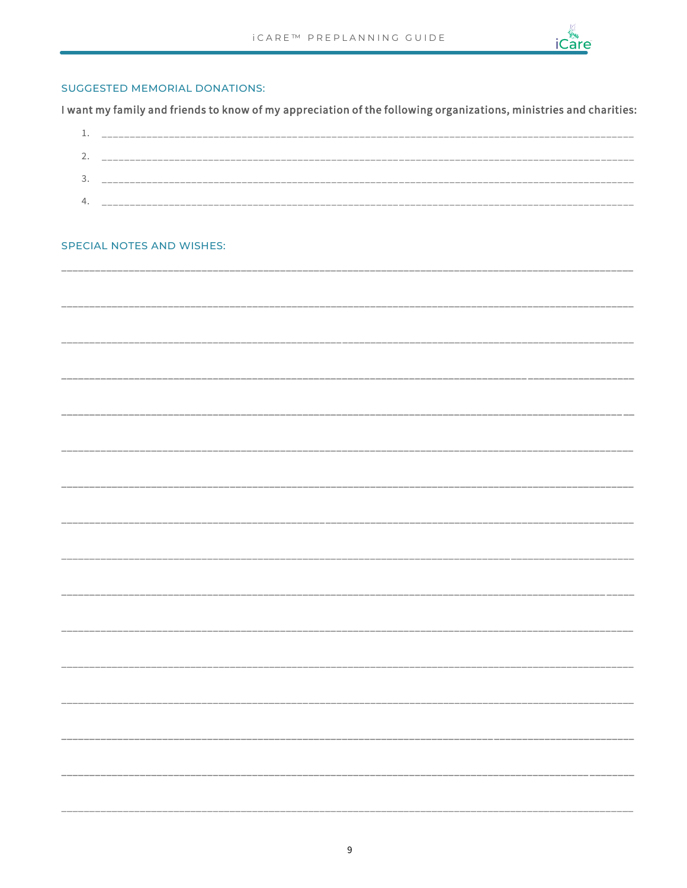### SUGGESTED MEMORIAL DONATIONS:

**I want my family and friends to know of my appreciation of the following organizations, ministries and charities:**

1. ______________________________________________
2. ______________________________________________
3. ______________________________________________
4. ______________________________________________

### SPECIAL NOTES AND WISHES:

______________________________________________

______________________________________________

______________________________________________

______________________________________________

______________________________________________

______________________________________________

______________________________________________

______________________________________________

______________________________________________

______________________________________________

______________________________________________

______________________________________________

______________________________________________

______________________________________________

______________________________________________

______________________________________________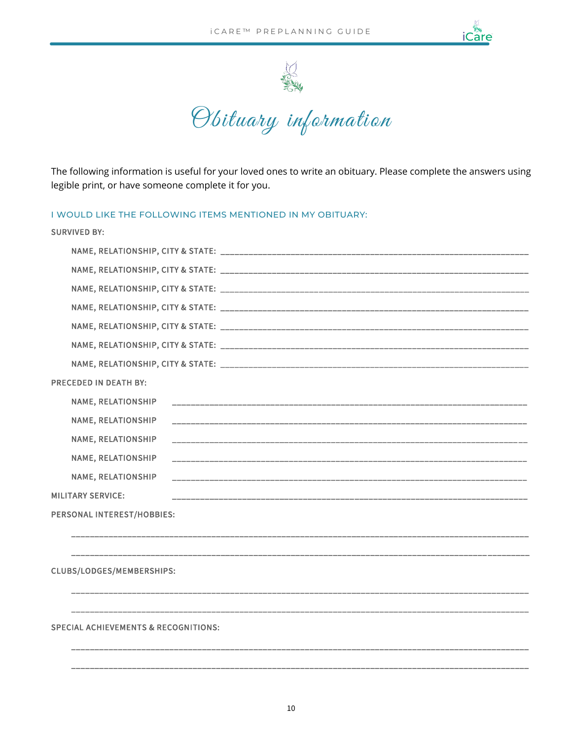# Obituary information

The following information is useful for your loved ones to write an obituary. Please complete the answers using legible print, or have someone complete it for you.

## I WOULD LIKE THE FOLLOWING ITEMS MENTIONED IN MY OBITUARY:

**SURVIVED BY:**

NAME, RELATIONSHIP, CITY & STATE: ______________________________________________

NAME, RELATIONSHIP, CITY & STATE: ______________________________________________

NAME, RELATIONSHIP, CITY & STATE: ______________________________________________

NAME, RELATIONSHIP, CITY & STATE: ______________________________________________

NAME, RELATIONSHIP, CITY & STATE: ______________________________________________

NAME, RELATIONSHIP, CITY & STATE: ______________________________________________

NAME, RELATIONSHIP, CITY & STATE: ______________________________________________

**PRECEDED IN DEATH BY:**

NAME, RELATIONSHIP ______________________________________________

NAME, RELATIONSHIP ______________________________________________

NAME, RELATIONSHIP ______________________________________________

NAME, RELATIONSHIP ______________________________________________

NAME, RELATIONSHIP ______________________________________________

**MILITARY SERVICE:** ______________________________________________

**PERSONAL INTEREST/HOBBIES:**

______________________________________________________________

______________________________________________________________

**CLUBS/LODGES/MEMBERSHIPS:**

______________________________________________________________

______________________________________________________________

**SPECIAL ACHIEVEMENTS & RECOGNITIONS:**

______________________________________________________________

______________________________________________________________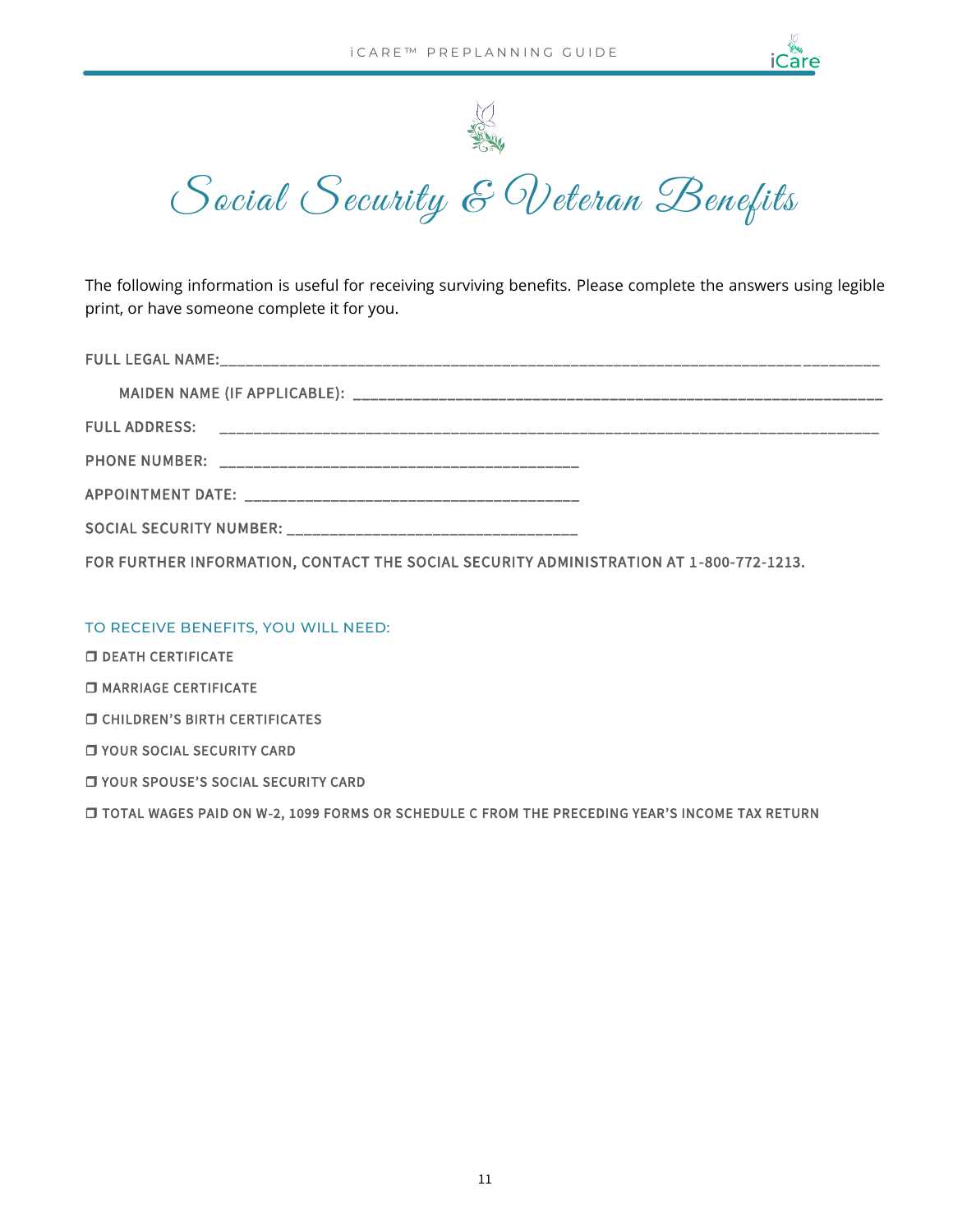# Social Security & Veteran Benefits

The following information is useful for receiving surviving benefits. Please complete the answers using legible print, or have someone complete it for you.

FULL LEGAL NAME:_______________________________________________________________________________

MAIDEN NAME (IF APPLICABLE): ___________________________________________________________________

FULL ADDRESS: __________________________________________________________________________

PHONE NUMBER: ________________________________________

APPOINTMENT DATE: _____________________________________

SOCIAL SECURITY NUMBER: _________________________________

FOR FURTHER INFORMATION, CONTACT THE SOCIAL SECURITY ADMINISTRATION AT 1-800-772-1213.

## TO RECEIVE BENEFITS, YOU WILL NEED:

- ❒ DEATH CERTIFICATE
- ❒ MARRIAGE CERTIFICATE
- ❒ CHILDREN'S BIRTH CERTIFICATES
- ❒ YOUR SOCIAL SECURITY CARD
- ❒ YOUR SPOUSE'S SOCIAL SECURITY CARD
- ❒ TOTAL WAGES PAID ON W-2, 1099 FORMS OR SCHEDULE C FROM THE PRECEDING YEAR'S INCOME TAX RETURN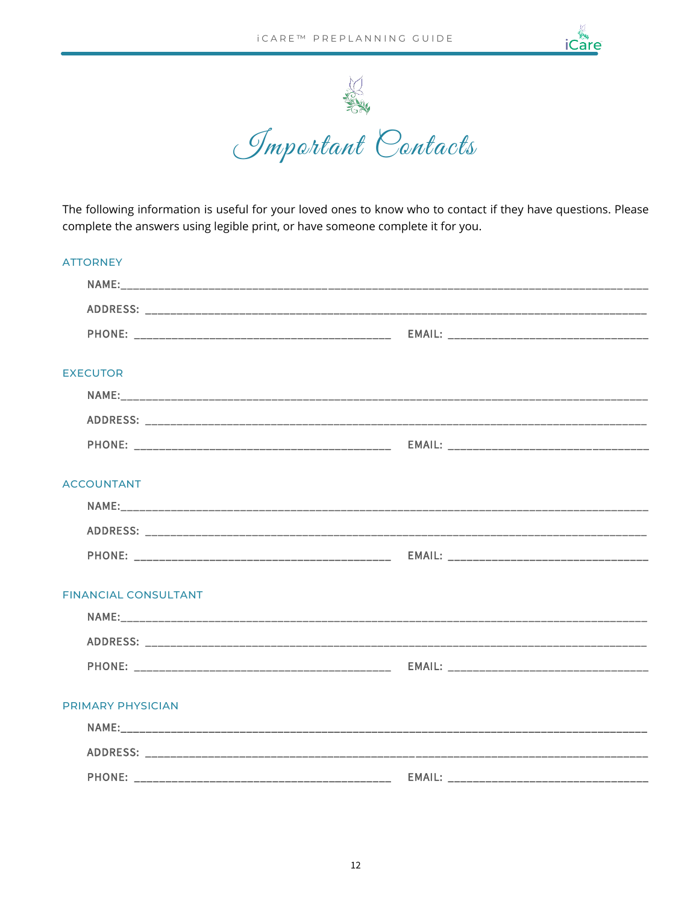# Important Contacts

The following information is useful for your loved ones to know who to contact if they have questions. Please complete the answers using legible print, or have someone complete it for you.

## ATTORNEY

NAME:___________________________________________________________________________

ADDRESS: ________________________________________________________________________

PHONE: _______________________________________ EMAIL: ______________________________

## EXECUTOR

NAME:___________________________________________________________________________

ADDRESS: ________________________________________________________________________

PHONE: _______________________________________ EMAIL: ______________________________

## ACCOUNTANT

NAME:___________________________________________________________________________

ADDRESS: ________________________________________________________________________

PHONE: _______________________________________ EMAIL: ______________________________

## FINANCIAL CONSULTANT

NAME:___________________________________________________________________________

ADDRESS: ________________________________________________________________________

PHONE: _______________________________________ EMAIL: ______________________________

## PRIMARY PHYSICIAN

NAME:___________________________________________________________________________

ADDRESS: ________________________________________________________________________

PHONE: _______________________________________ EMAIL: ______________________________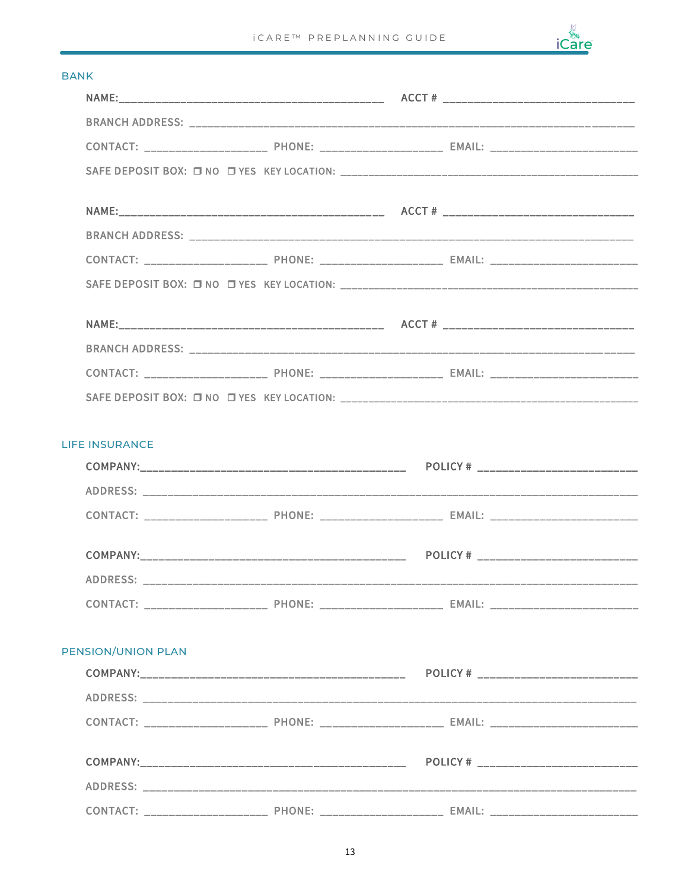## BANK

NAME:_____________________________________________ ACCT # ________________________________

BRANCH ADDRESS: ___________________________________________________________________________

CONTACT: ____________________ PHONE: ____________________ EMAIL: ________________________

SAFE DEPOSIT BOX: ☐ NO ☐ YES KEY LOCATION: _____________________________________________________

NAME:_____________________________________________ ACCT # ________________________________

BRANCH ADDRESS: ___________________________________________________________________________

CONTACT: ____________________ PHONE: ____________________ EMAIL: ________________________

SAFE DEPOSIT BOX: ☐ NO ☐ YES KEY LOCATION: _____________________________________________________

NAME:_____________________________________________ ACCT # ________________________________

BRANCH ADDRESS: ___________________________________________________________________________

CONTACT: ____________________ PHONE: ____________________ EMAIL: ________________________

SAFE DEPOSIT BOX: ☐ NO ☐ YES KEY LOCATION: _____________________________________________________

## LIFE INSURANCE

COMPANY:____________________________________________ POLICY # ___________________________

ADDRESS: ______________________________________________________________________________________

CONTACT: ____________________ PHONE: ____________________ EMAIL: ________________________

COMPANY:____________________________________________ POLICY # ___________________________

ADDRESS: ______________________________________________________________________________________

CONTACT: ____________________ PHONE: ____________________ EMAIL: ________________________

## PENSION/UNION PLAN

COMPANY:____________________________________________ POLICY # ___________________________

ADDRESS: ______________________________________________________________________________________

CONTACT: ____________________ PHONE: ____________________ EMAIL: ________________________

COMPANY:____________________________________________ POLICY # ___________________________

ADDRESS: ______________________________________________________________________________________

CONTACT: ____________________ PHONE: ____________________ EMAIL: ________________________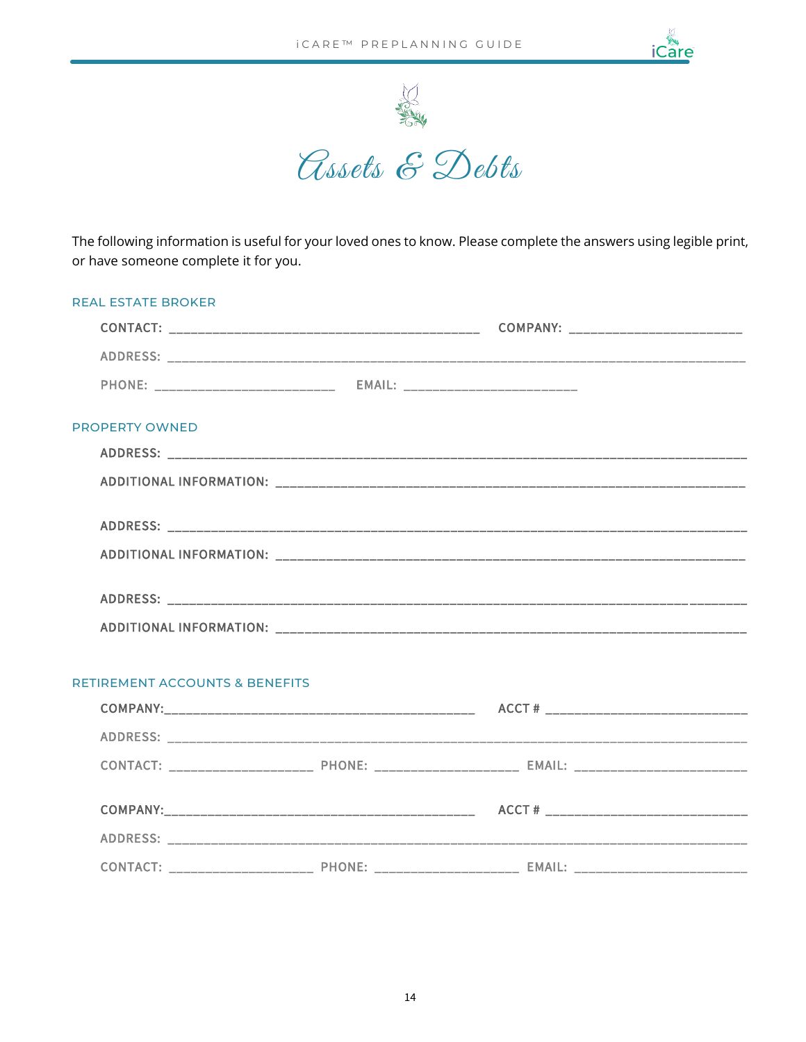# Assets & Debts

The following information is useful for your loved ones to know. Please complete the answers using legible print, or have someone complete it for you.

## REAL ESTATE BROKER

CONTACT: ____________________________________________ COMPANY: ________________________

ADDRESS: __________________________________________________________________________________

PHONE: __________________________ EMAIL: ________________________

## PROPERTY OWNED

ADDRESS: __________________________________________________________________________________

ADDITIONAL INFORMATION: __________________________________________________________________

ADDRESS: __________________________________________________________________________________

ADDITIONAL INFORMATION: __________________________________________________________________

ADDRESS: __________________________________________________________________________________

ADDITIONAL INFORMATION: __________________________________________________________________

## RETIREMENT ACCOUNTS & BENEFITS

COMPANY:____________________________________________ ACCT # _____________________________

ADDRESS: __________________________________________________________________________________

CONTACT: ____________________ PHONE: ____________________ EMAIL: ________________________

COMPANY:____________________________________________ ACCT # _____________________________

ADDRESS: __________________________________________________________________________________

CONTACT: ____________________ PHONE: ____________________ EMAIL: ________________________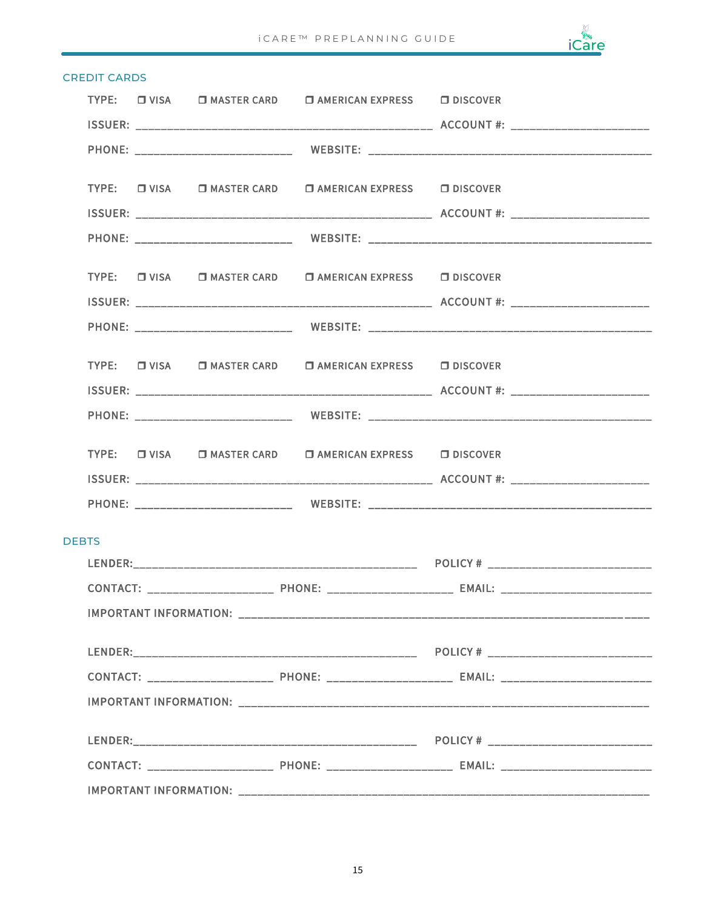## CREDIT CARDS

TYPE: ❒ VISA ❒ MASTER CARD ❒ AMERICAN EXPRESS ❒ DISCOVER

ISSUER: ______________________________________________ ACCOUNT #: _____________________

PHONE: ________________________ WEBSITE: ___________________________________________

TYPE: ❒ VISA ❒ MASTER CARD ❒ AMERICAN EXPRESS ❒ DISCOVER

ISSUER: ______________________________________________ ACCOUNT #: _____________________

PHONE: ________________________ WEBSITE: ___________________________________________

TYPE: ❒ VISA ❒ MASTER CARD ❒ AMERICAN EXPRESS ❒ DISCOVER

ISSUER: ______________________________________________ ACCOUNT #: _____________________

PHONE: ________________________ WEBSITE: ___________________________________________

TYPE: ❒ VISA ❒ MASTER CARD ❒ AMERICAN EXPRESS ❒ DISCOVER

ISSUER: ______________________________________________ ACCOUNT #: _____________________

PHONE: ________________________ WEBSITE: ___________________________________________

TYPE: ❒ VISA ❒ MASTER CARD ❒ AMERICAN EXPRESS ❒ DISCOVER

ISSUER: ______________________________________________ ACCOUNT #: _____________________

PHONE: ________________________ WEBSITE: ___________________________________________

## DEBTS

LENDER:____________________________________________ POLICY # _________________________

CONTACT: ___________________ PHONE: ___________________ EMAIL: _______________________

IMPORTANT INFORMATION: _______________________________________________________________

LENDER:____________________________________________ POLICY # _________________________

CONTACT: ___________________ PHONE: ___________________ EMAIL: _______________________

IMPORTANT INFORMATION: _______________________________________________________________

LENDER:____________________________________________ POLICY # _________________________

CONTACT: ___________________ PHONE: ___________________ EMAIL: _______________________

IMPORTANT INFORMATION: _______________________________________________________________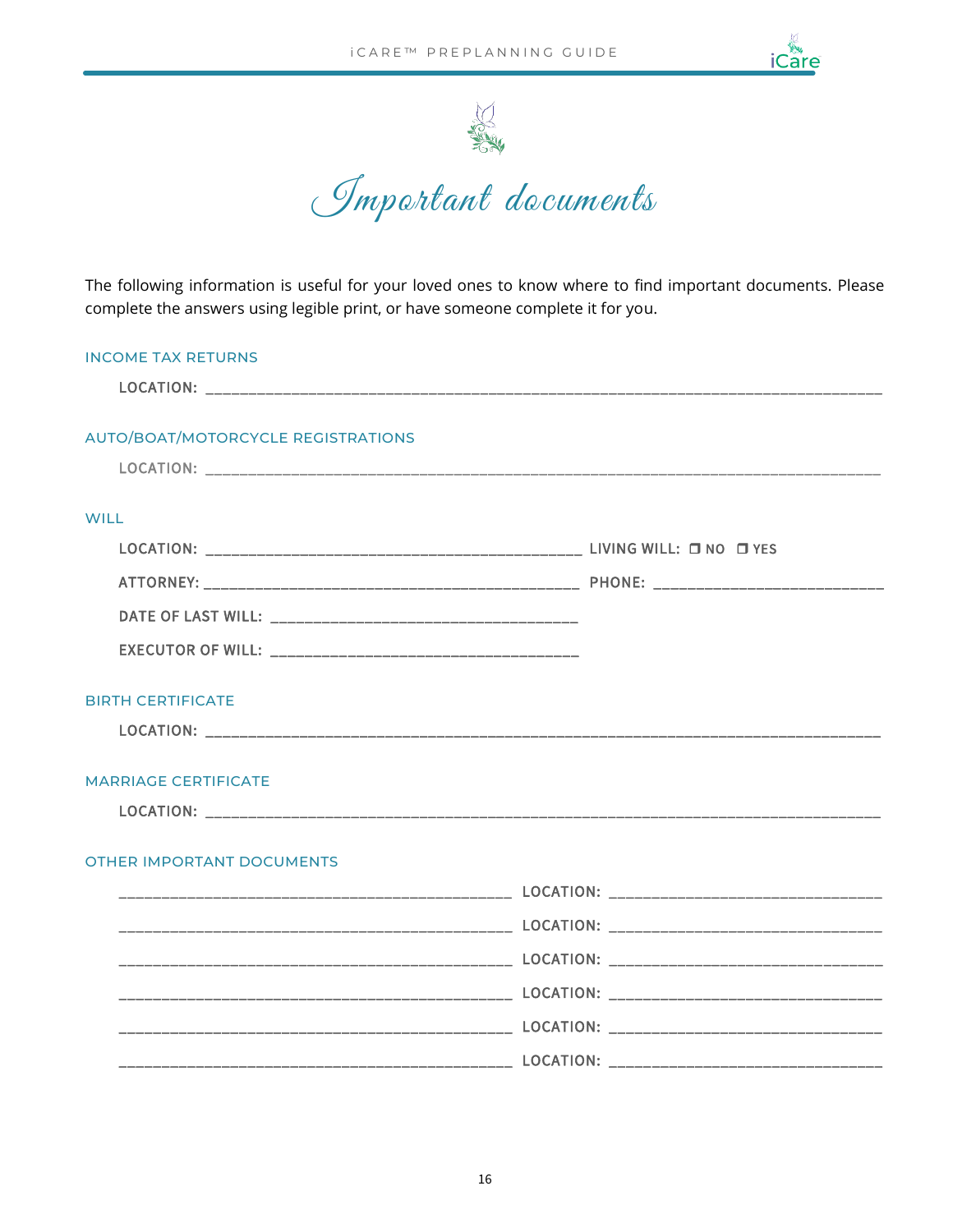# Important documents

The following information is useful for your loved ones to know where to find important documents. Please complete the answers using legible print, or have someone complete it for you.

## INCOME TAX RETURNS

LOCATION: ___________________________________________________________________________

## AUTO/BOAT/MOTORCYCLE REGISTRATIONS

LOCATION: ___________________________________________________________________________

## WILL

LOCATION: ________________________________________ LIVING WILL: ❒ NO ❒ YES

ATTORNEY: ________________________________________ PHONE: __________________________

DATE OF LAST WILL: __________________________________

EXECUTOR OF WILL: __________________________________

## BIRTH CERTIFICATE

LOCATION: ___________________________________________________________________________

## MARRIAGE CERTIFICATE

LOCATION: ___________________________________________________________________________

## OTHER IMPORTANT DOCUMENTS

__________________________________________ LOCATION: ______________________________

__________________________________________ LOCATION: ______________________________

__________________________________________ LOCATION: ______________________________

__________________________________________ LOCATION: ______________________________

__________________________________________ LOCATION: ______________________________

__________________________________________ LOCATION: ______________________________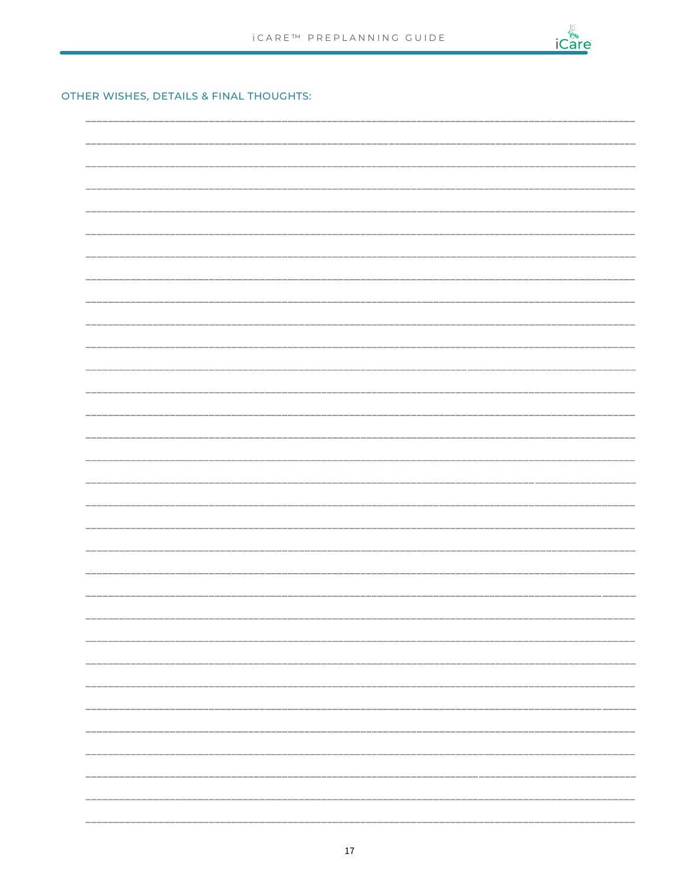## OTHER WISHES, DETAILS & FINAL THOUGHTS:

______________________________________________________________________________

______________________________________________________________________________

______________________________________________________________________________

______________________________________________________________________________

______________________________________________________________________________

______________________________________________________________________________

______________________________________________________________________________

______________________________________________________________________________

______________________________________________________________________________

______________________________________________________________________________

______________________________________________________________________________

______________________________________________________________________________

______________________________________________________________________________

______________________________________________________________________________

______________________________________________________________________________

______________________________________________________________________________

______________________________________________________________________________

______________________________________________________________________________

______________________________________________________________________________

______________________________________________________________________________

______________________________________________________________________________

______________________________________________________________________________

______________________________________________________________________________

______________________________________________________________________________

______________________________________________________________________________

______________________________________________________________________________

______________________________________________________________________________

______________________________________________________________________________

______________________________________________________________________________

______________________________________________________________________________

______________________________________________________________________________

______________________________________________________________________________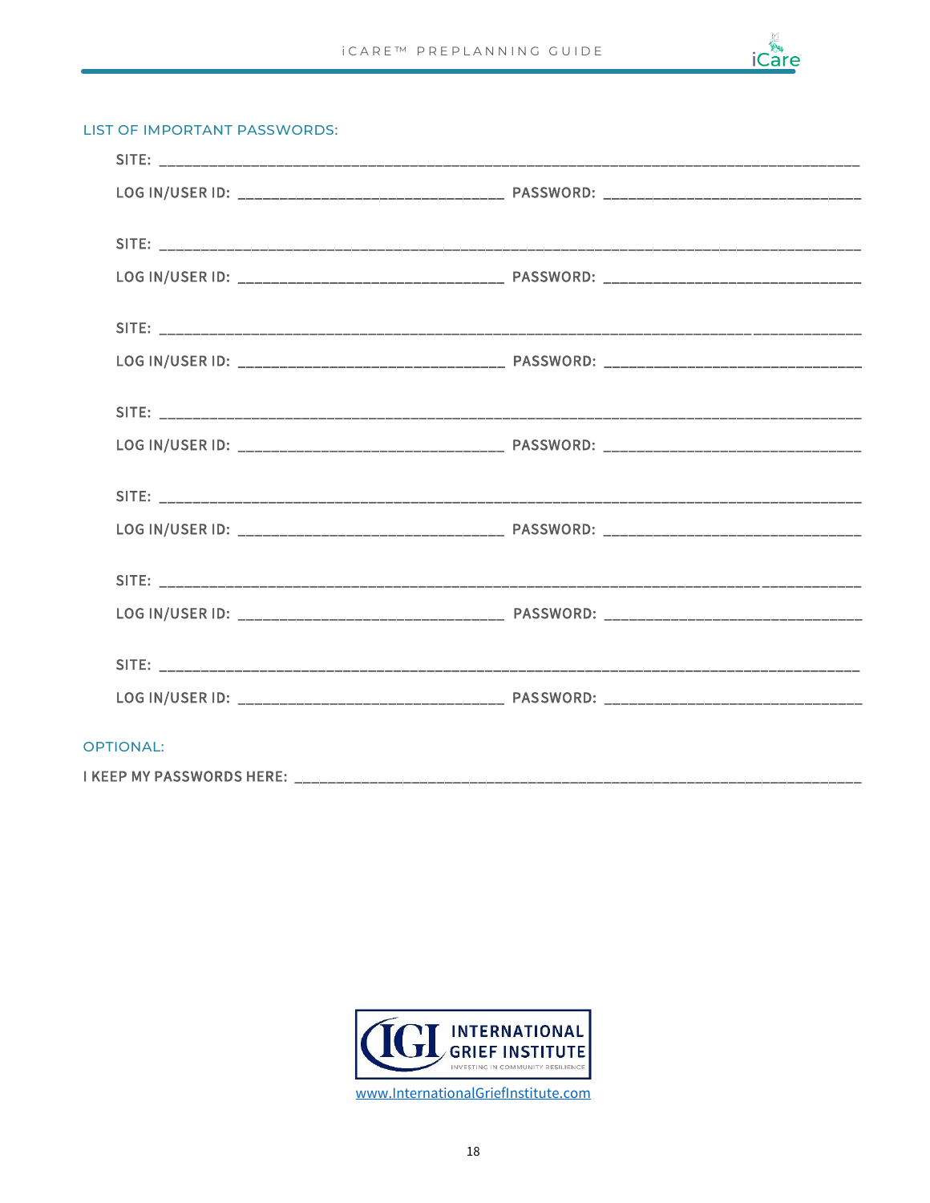## LIST OF IMPORTANT PASSWORDS:

SITE: ______________________________________________________________________________

LOG IN/USER ID: ______________________________ PASSWORD: ______________________________

SITE: ______________________________________________________________________________

LOG IN/USER ID: ______________________________ PASSWORD: ______________________________

SITE: ______________________________________________________________________________

LOG IN/USER ID: ______________________________ PASSWORD: ______________________________

SITE: ______________________________________________________________________________

LOG IN/USER ID: ______________________________ PASSWORD: ______________________________

SITE: ______________________________________________________________________________

LOG IN/USER ID: ______________________________ PASSWORD: ______________________________

SITE: ______________________________________________________________________________

LOG IN/USER ID: ______________________________ PASSWORD: ______________________________

SITE: ______________________________________________________________________________

LOG IN/USER ID: ______________________________ PASSWORD: ______________________________

## OPTIONAL:

I KEEP MY PASSWORDS HERE: ______________________________________________________________

INTERNATIONAL GRIEF INSTITUTE
INVESTING IN COMMUNITY RESILIENCE

www.InternationalGriefInstitute.com